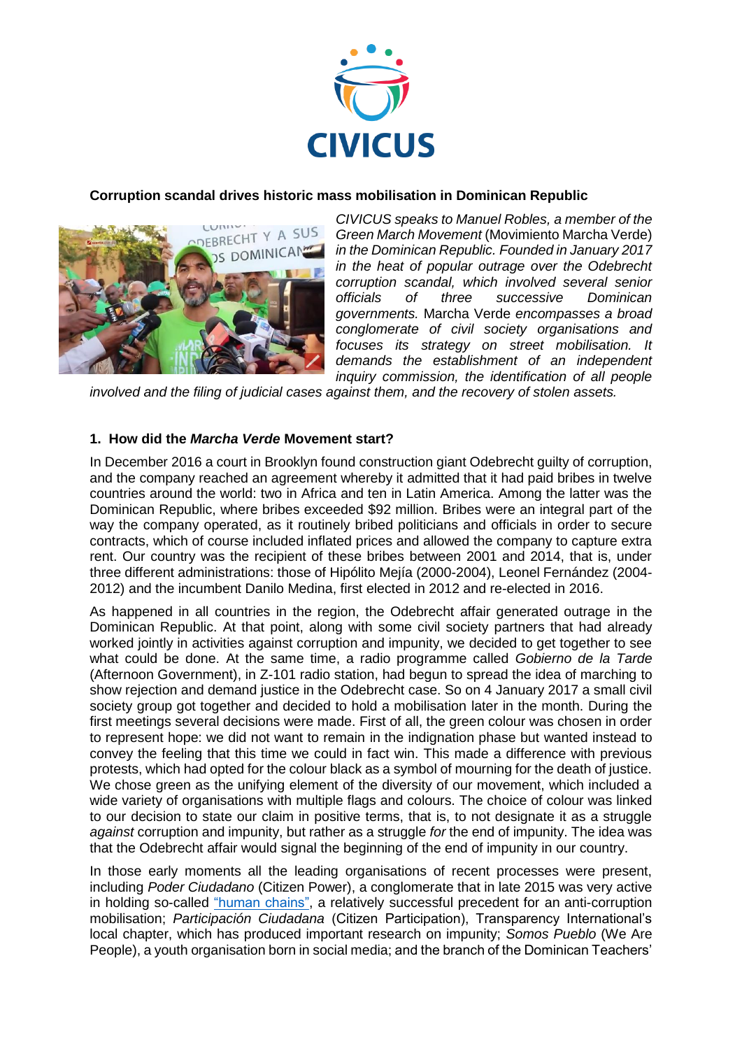**Corruption scandal drives historic mass mobilisation in Dominican Republic**

*CIVICUS speaks to Manuel Robles, a member of the Green March Movement* (Movimiento Marcha Verde) *in the Dominican Republic. Founded in January 2017 in the heat of popular outrage over the Odebrecht corruption scandal, which involved several senior officials of three successive Dominican governments.* Marcha Verde *encompasses a broad conglomerate of civil society organisations and focuses its strategy on street mobilisation. It demands the establishment of an independent inquiry commission, the identification of all people involved and the filing of judicial cases against them, and the recovery of stolen assets.*

### 1. How did the *Marcha Verde* Movement start?

In December 2016 a court in Brooklyn found construction giant Odebrecht guilty of corruption, and the company reached an agreement whereby it admitted that it had paid bribes in twelve countries around the world: two in Africa and ten in Latin America. Among the latter was the Dominican Republic, where bribes exceeded $92 million. Bribes were an integral part of the way the company operated, as it routinely bribed politicians and officials in order to secure contracts, which of course included inflated prices and allowed the company to capture extra rent. Our country was the recipient of these bribes between 2001 and 2014, that is, under three different administrations: those of Hipólito Mejía (2000-2004), Leonel Fernández (2004-2012) and the incumbent Danilo Medina, first elected in 2012 and re-elected in 2016.

As happened in all countries in the region, the Odebrecht affair generated outrage in the Dominican Republic. At that point, along with some civil society partners that had already worked jointly in activities against corruption and impunity, we decided to get together to see what could be done. At the same time, a radio programme called *Gobierno de la Tarde* (Afternoon Government), in Z-101 radio station, had begun to spread the idea of marching to show rejection and demand justice in the Odebrecht case. So on 4 January 2017 a small civil society group got together and decided to hold a mobilisation later in the month. During the first meetings several decisions were made. First of all, the green colour was chosen in order to represent hope: we did not want to remain in the indignation phase but wanted instead to convey the feeling that this time we could in fact win. This made a difference with previous protests, which had opted for the colour black as a symbol of mourning for the death of justice. We chose green as the unifying element of the diversity of our movement, which included a wide variety of organisations with multiple flags and colours. The choice of colour was linked to our decision to state our claim in positive terms, that is, to not designate it as a struggle *against* corruption and impunity, but rather as a struggle *for* the end of impunity. The idea was that the Odebrecht affair would signal the beginning of the end of impunity in our country.

In those early moments all the leading organisations of recent processes were present, including *Poder Ciudadano* (Citizen Power), a conglomerate that in late 2015 was very active in holding so-called "human chains", a relatively successful precedent for an anti-corruption mobilisation; *Participación Ciudadana* (Citizen Participation), Transparency International's local chapter, which has produced important research on impunity; *Somos Pueblo* (We Are People), a youth organisation born in social media; and the branch of the Dominican Teachers'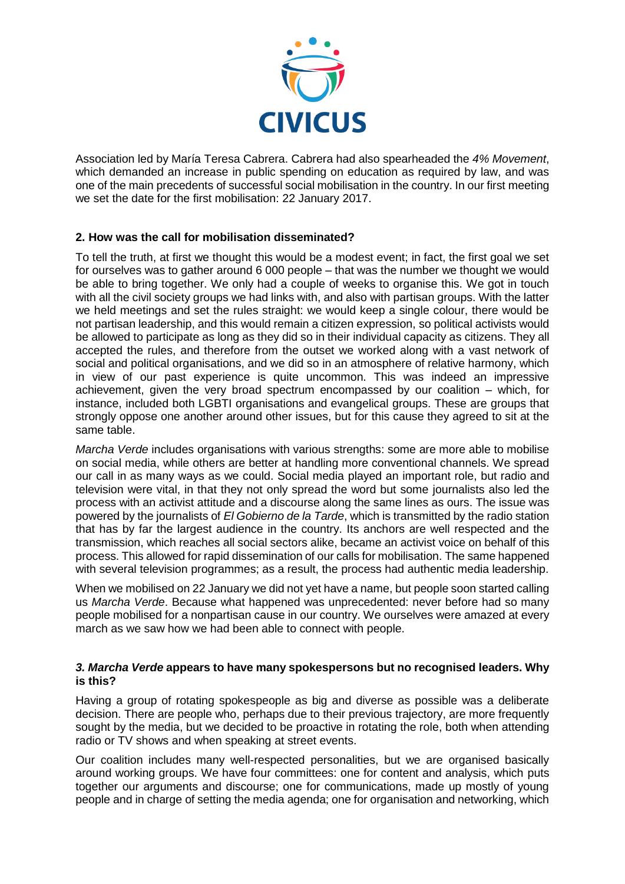Association led by María Teresa Cabrera. Cabrera had also spearheaded the *4% Movement*, which demanded an increase in public spending on education as required by law, and was one of the main precedents of successful social mobilisation in the country. In our first meeting we set the date for the first mobilisation: 22 January 2017.

**2. How was the call for mobilisation disseminated?**

To tell the truth, at first we thought this would be a modest event; in fact, the first goal we set for ourselves was to gather around 6 000 people – that was the number we thought we would be able to bring together. We only had a couple of weeks to organise this. We got in touch with all the civil society groups we had links with, and also with partisan groups. With the latter we held meetings and set the rules straight: we would keep a single colour, there would be not partisan leadership, and this would remain a citizen expression, so political activists would be allowed to participate as long as they did so in their individual capacity as citizens. They all accepted the rules, and therefore from the outset we worked along with a vast network of social and political organisations, and we did so in an atmosphere of relative harmony, which in view of our past experience is quite uncommon. This was indeed an impressive achievement, given the very broad spectrum encompassed by our coalition – which, for instance, included both LGBTI organisations and evangelical groups. These are groups that strongly oppose one another around other issues, but for this cause they agreed to sit at the same table.

*Marcha Verde* includes organisations with various strengths: some are more able to mobilise on social media, while others are better at handling more conventional channels. We spread our call in as many ways as we could. Social media played an important role, but radio and television were vital, in that they not only spread the word but some journalists also led the process with an activist attitude and a discourse along the same lines as ours. The issue was powered by the journalists of *El Gobierno de la Tarde*, which is transmitted by the radio station that has by far the largest audience in the country. Its anchors are well respected and the transmission, which reaches all social sectors alike, became an activist voice on behalf of this process. This allowed for rapid dissemination of our calls for mobilisation. The same happened with several television programmes; as a result, the process had authentic media leadership.

When we mobilised on 22 January we did not yet have a name, but people soon started calling us *Marcha Verde*. Because what happened was unprecedented: never before had so many people mobilised for a nonpartisan cause in our country. We ourselves were amazed at every march as we saw how we had been able to connect with people.

***3. Marcha Verde* appears to have many spokespersons but no recognised leaders. Why is this?**

Having a group of rotating spokespeople as big and diverse as possible was a deliberate decision. There are people who, perhaps due to their previous trajectory, are more frequently sought by the media, but we decided to be proactive in rotating the role, both when attending radio or TV shows and when speaking at street events.

Our coalition includes many well-respected personalities, but we are organised basically around working groups. We have four committees: one for content and analysis, which puts together our arguments and discourse; one for communications, made up mostly of young people and in charge of setting the media agenda; one for organisation and networking, which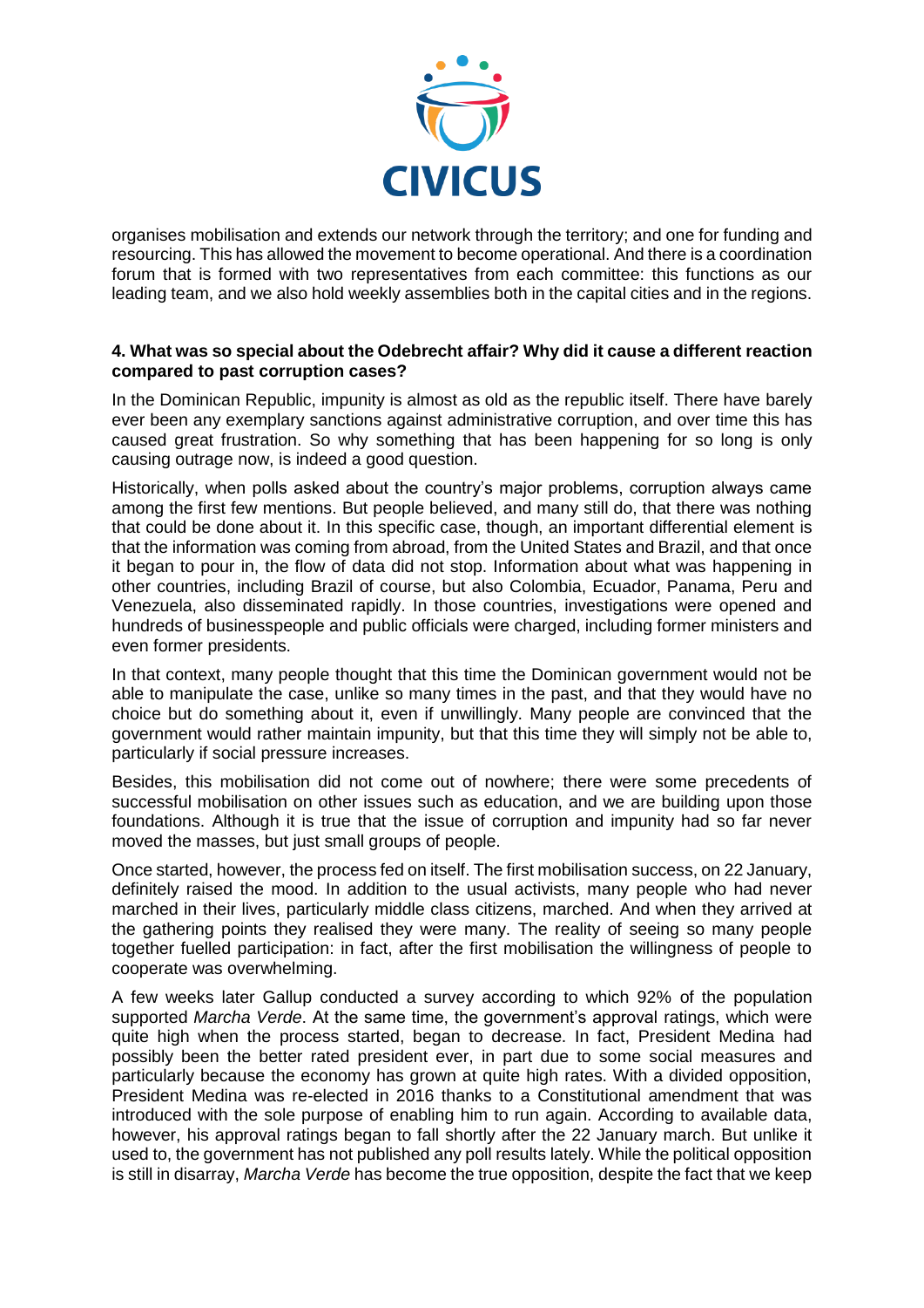organises mobilisation and extends our network through the territory; and one for funding and resourcing. This has allowed the movement to become operational. And there is a coordination forum that is formed with two representatives from each committee: this functions as our leading team, and we also hold weekly assemblies both in the capital cities and in the regions.

**4. What was so special about the Odebrecht affair? Why did it cause a different reaction compared to past corruption cases?**

In the Dominican Republic, impunity is almost as old as the republic itself. There have barely ever been any exemplary sanctions against administrative corruption, and over time this has caused great frustration. So why something that has been happening for so long is only causing outrage now, is indeed a good question.

Historically, when polls asked about the country's major problems, corruption always came among the first few mentions. But people believed, and many still do, that there was nothing that could be done about it. In this specific case, though, an important differential element is that the information was coming from abroad, from the United States and Brazil, and that once it began to pour in, the flow of data did not stop. Information about what was happening in other countries, including Brazil of course, but also Colombia, Ecuador, Panama, Peru and Venezuela, also disseminated rapidly. In those countries, investigations were opened and hundreds of businesspeople and public officials were charged, including former ministers and even former presidents.

In that context, many people thought that this time the Dominican government would not be able to manipulate the case, unlike so many times in the past, and that they would have no choice but do something about it, even if unwillingly. Many people are convinced that the government would rather maintain impunity, but that this time they will simply not be able to, particularly if social pressure increases.

Besides, this mobilisation did not come out of nowhere; there were some precedents of successful mobilisation on other issues such as education, and we are building upon those foundations. Although it is true that the issue of corruption and impunity had so far never moved the masses, but just small groups of people.

Once started, however, the process fed on itself. The first mobilisation success, on 22 January, definitely raised the mood. In addition to the usual activists, many people who had never marched in their lives, particularly middle class citizens, marched. And when they arrived at the gathering points they realised they were many. The reality of seeing so many people together fuelled participation: in fact, after the first mobilisation the willingness of people to cooperate was overwhelming.

A few weeks later Gallup conducted a survey according to which 92% of the population supported *Marcha Verde*. At the same time, the government's approval ratings, which were quite high when the process started, began to decrease. In fact, President Medina had possibly been the better rated president ever, in part due to some social measures and particularly because the economy has grown at quite high rates. With a divided opposition, President Medina was re-elected in 2016 thanks to a Constitutional amendment that was introduced with the sole purpose of enabling him to run again. According to available data, however, his approval ratings began to fall shortly after the 22 January march. But unlike it used to, the government has not published any poll results lately. While the political opposition is still in disarray, *Marcha Verde* has become the true opposition, despite the fact that we keep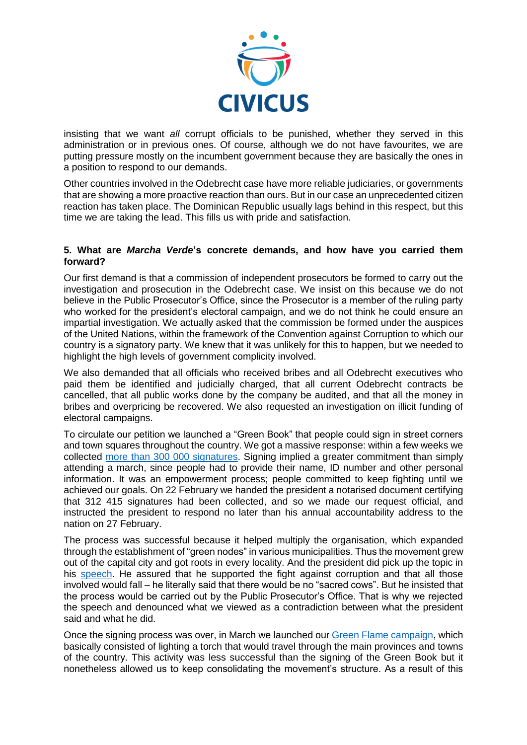insisting that we want *all* corrupt officials to be punished, whether they served in this administration or in previous ones. Of course, although we do not have favourites, we are putting pressure mostly on the incumbent government because they are basically the ones in a position to respond to our demands.

Other countries involved in the Odebrecht case have more reliable judiciaries, or governments that are showing a more proactive reaction than ours. But in our case an unprecedented citizen reaction has taken place. The Dominican Republic usually lags behind in this respect, but this time we are taking the lead. This fills us with pride and satisfaction.

**5. What are *Marcha Verde*'s concrete demands, and how have you carried them forward?**

Our first demand is that a commission of independent prosecutors be formed to carry out the investigation and prosecution in the Odebrecht case. We insist on this because we do not believe in the Public Prosecutor's Office, since the Prosecutor is a member of the ruling party who worked for the president's electoral campaign, and we do not think he could ensure an impartial investigation. We actually asked that the commission be formed under the auspices of the United Nations, within the framework of the Convention against Corruption to which our country is a signatory party. We knew that it was unlikely for this to happen, but we needed to highlight the high levels of government complicity involved.

We also demanded that all officials who received bribes and all Odebrecht executives who paid them be identified and judicially charged, that all current Odebrecht contracts be cancelled, that all public works done by the company be audited, and that all the money in bribes and overpricing be recovered. We also requested an investigation on illicit funding of electoral campaigns.

To circulate our petition we launched a "Green Book" that people could sign in street corners and town squares throughout the country. We got a massive response: within a few weeks we collected more than 300 000 signatures. Signing implied a greater commitment than simply attending a march, since people had to provide their name, ID number and other personal information. It was an empowerment process; people committed to keep fighting until we achieved our goals. On 22 February we handed the president a notarised document certifying that 312 415 signatures had been collected, and so we made our request official, and instructed the president to respond no later than his annual accountability address to the nation on 27 February.

The process was successful because it helped multiply the organisation, which expanded through the establishment of "green nodes" in various municipalities. Thus the movement grew out of the capital city and got roots in every locality. And the president did pick up the topic in his speech. He assured that he supported the fight against corruption and that all those involved would fall – he literally said that there would be no "sacred cows". But he insisted that the process would be carried out by the Public Prosecutor's Office. That is why we rejected the speech and denounced what we viewed as a contradiction between what the president said and what he did.

Once the signing process was over, in March we launched our Green Flame campaign, which basically consisted of lighting a torch that would travel through the main provinces and towns of the country. This activity was less successful than the signing of the Green Book but it nonetheless allowed us to keep consolidating the movement's structure. As a result of this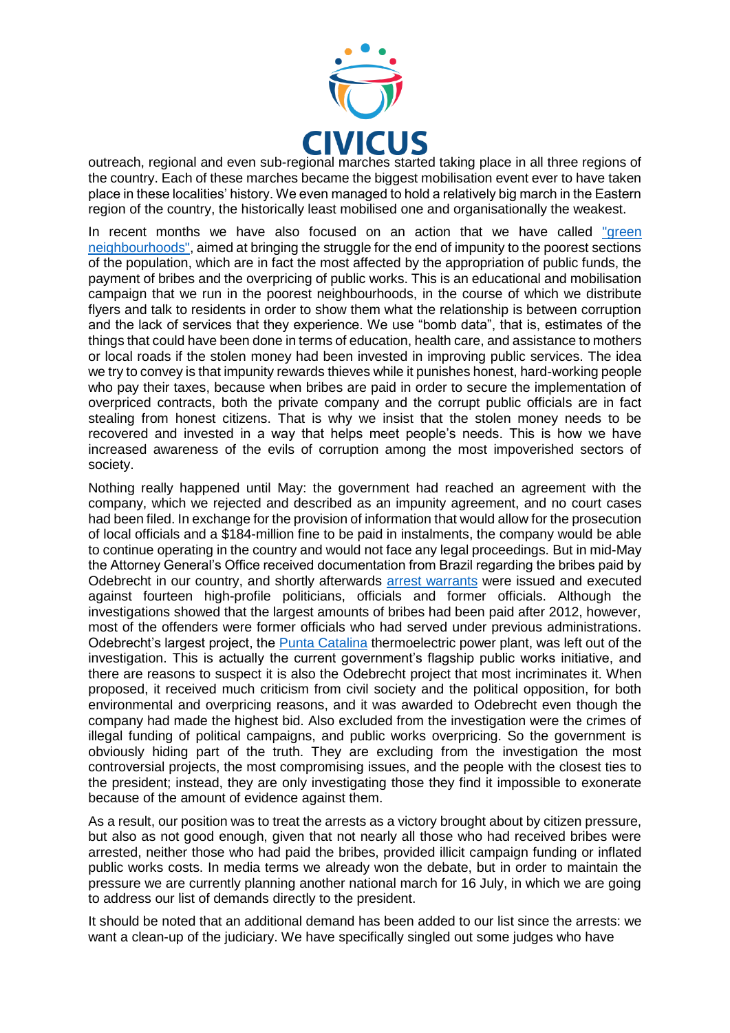outreach, regional and even sub-regional marches started taking place in all three regions of the country. Each of these marches became the biggest mobilisation event ever to have taken place in these localities' history. We even managed to hold a relatively big march in the Eastern region of the country, the historically least mobilised one and organisationally the weakest.

In recent months we have also focused on an action that we have called "green neighbourhoods", aimed at bringing the struggle for the end of impunity to the poorest sections of the population, which are in fact the most affected by the appropriation of public funds, the payment of bribes and the overpricing of public works. This is an educational and mobilisation campaign that we run in the poorest neighbourhoods, in the course of which we distribute flyers and talk to residents in order to show them what the relationship is between corruption and the lack of services that they experience. We use "bomb data", that is, estimates of the things that could have been done in terms of education, health care, and assistance to mothers or local roads if the stolen money had been invested in improving public services. The idea we try to convey is that impunity rewards thieves while it punishes honest, hard-working people who pay their taxes, because when bribes are paid in order to secure the implementation of overpriced contracts, both the private company and the corrupt public officials are in fact stealing from honest citizens. That is why we insist that the stolen money needs to be recovered and invested in a way that helps meet people's needs. This is how we have increased awareness of the evils of corruption among the most impoverished sectors of society.

Nothing really happened until May: the government had reached an agreement with the company, which we rejected and described as an impunity agreement, and no court cases had been filed. In exchange for the provision of information that would allow for the prosecution of local officials and a $184-million fine to be paid in instalments, the company would be able to continue operating in the country and would not face any legal proceedings. But in mid-May the Attorney General's Office received documentation from Brazil regarding the bribes paid by Odebrecht in our country, and shortly afterwards arrest warrants were issued and executed against fourteen high-profile politicians, officials and former officials. Although the investigations showed that the largest amounts of bribes had been paid after 2012, however, most of the offenders were former officials who had served under previous administrations. Odebrecht's largest project, the Punta Catalina thermoelectric power plant, was left out of the investigation. This is actually the current government's flagship public works initiative, and there are reasons to suspect it is also the Odebrecht project that most incriminates it. When proposed, it received much criticism from civil society and the political opposition, for both environmental and overpricing reasons, and it was awarded to Odebrecht even though the company had made the highest bid. Also excluded from the investigation were the crimes of illegal funding of political campaigns, and public works overpricing. So the government is obviously hiding part of the truth. They are excluding from the investigation the most controversial projects, the most compromising issues, and the people with the closest ties to the president; instead, they are only investigating those they find it impossible to exonerate because of the amount of evidence against them.

As a result, our position was to treat the arrests as a victory brought about by citizen pressure, but also as not good enough, given that not nearly all those who had received bribes were arrested, neither those who had paid the bribes, provided illicit campaign funding or inflated public works costs. In media terms we already won the debate, but in order to maintain the pressure we are currently planning another national march for 16 July, in which we are going to address our list of demands directly to the president.

It should be noted that an additional demand has been added to our list since the arrests: we want a clean-up of the judiciary. We have specifically singled out some judges who have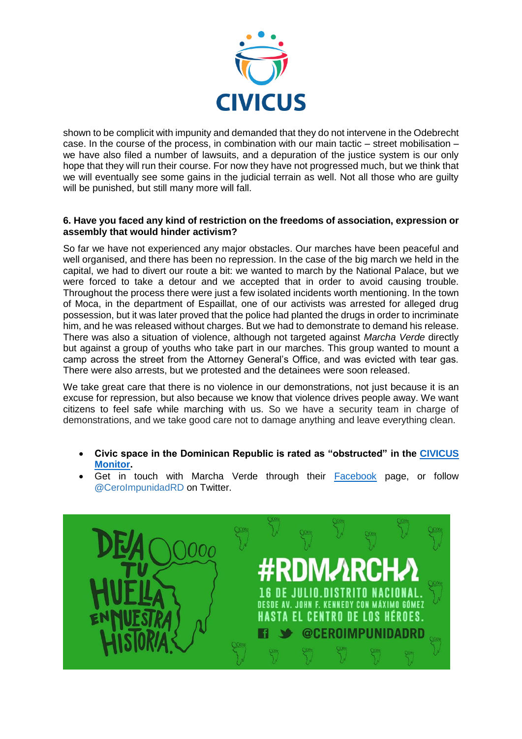shown to be complicit with impunity and demanded that they do not intervene in the Odebrecht case. In the course of the process, in combination with our main tactic – street mobilisation – we have also filed a number of lawsuits, and a depuration of the justice system is our only hope that they will run their course. For now they have not progressed much, but we think that we will eventually see some gains in the judicial terrain as well. Not all those who are guilty will be punished, but still many more will fall.

**6. Have you faced any kind of restriction on the freedoms of association, expression or assembly that would hinder activism?**

So far we have not experienced any major obstacles. Our marches have been peaceful and well organised, and there has been no repression. In the case of the big march we held in the capital, we had to divert our route a bit: we wanted to march by the National Palace, but we were forced to take a detour and we accepted that in order to avoid causing trouble. Throughout the process there were just a few isolated incidents worth mentioning. In the town of Moca, in the department of Espaillat, one of our activists was arrested for alleged drug possession, but it was later proved that the police had planted the drugs in order to incriminate him, and he was released without charges. But we had to demonstrate to demand his release. There was also a situation of violence, although not targeted against *Marcha Verde* directly but against a group of youths who take part in our marches. This group wanted to mount a camp across the street from the Attorney General's Office, and was evicted with tear gas. There were also arrests, but we protested and the detainees were soon released.

We take great care that there is no violence in our demonstrations, not just because it is an excuse for repression, but also because we know that violence drives people away. We want citizens to feel safe while marching with us. So we have a security team in charge of demonstrations, and we take good care not to damage anything and leave everything clean.

- **Civic space in the Dominican Republic is rated as "obstructed" in the CIVICUS Monitor.**
- Get in touch with Marcha Verde through their Facebook page, or follow @CeroImpunidadRD on Twitter.